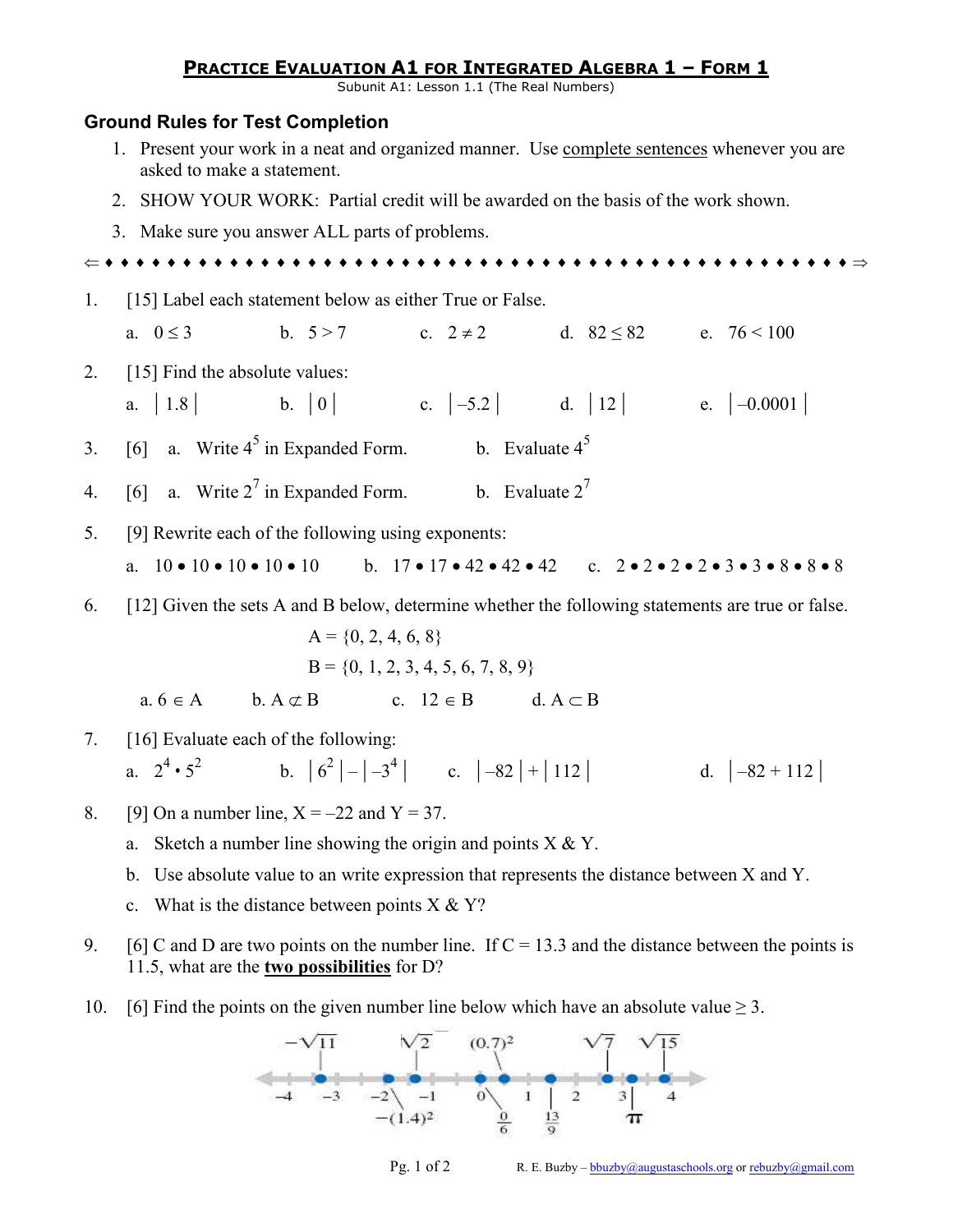# PRACTICE EVALUATION A1 FOR INTEGRATED ALGEBRA 1 – FORM 1

Subunit A1: Lesson 1.1 (The Real Numbers)

## Ground Rules for Test Completion

1. Present your work in a neat and organized manner. Use <u>complete sentences</u> whenever you are asked to make a statement.
2. SHOW YOUR WORK: Partial credit will be awarded on the basis of the work shown.
3. Make sure you answer ALL parts of problems.

⇐ ♦ ♦ ♦ ♦ ♦ ♦ ♦ ♦ ♦ ♦ ♦ ♦ ♦ ♦ ♦ ♦ ♦ ♦ ♦ ♦ ♦ ♦ ♦ ♦ ♦ ♦ ♦ ♦ ♦ ♦ ♦ ♦ ♦ ♦ ♦ ♦ ♦ ♦ ♦ ♦ ♦ ♦ ♦ ♦ ♦ ♦ ♦ ♦ ♦ ♦ ♦ ♦ ♦ ⇒

1. [15] Label each statement below as either True or False.

   a. $0 \leq 3$  b. $5 > 7$  c. $2 \neq 2$  d. $82 \leq 82$  e. $76 < 100$

2. [15] Find the absolute values:

   a. $|1.8|$  b. $|0|$  c. $|-5.2|$  d. $|12|$  e. $|-0.0001|$

3. [6] a. Write $4^5$ in Expanded Form.  b. Evaluate $4^5$

4. [6] a. Write $2^7$ in Expanded Form.  b. Evaluate $2^7$

5. [9] Rewrite each of the following using exponents:

   a. $10 \bullet 10 \bullet 10 \bullet 10 \bullet 10$  b. $17 \bullet 17 \bullet 42 \bullet 42 \bullet 42$  c. $2 \bullet 2 \bullet 2 \bullet 2 \bullet 3 \bullet 3 \bullet 8 \bullet 8 \bullet 8$

6. [12] Given the sets A and B below, determine whether the following statements are true or false.

   A = {0, 2, 4, 6, 8}

   B = {0, 1, 2, 3, 4, 5, 6, 7, 8, 9}

   a. $6 \in A$  b. $A \not\subset B$  c. $12 \in B$  d. $A \subset B$

7. [16] Evaluate each of the following:

   a. $2^4 \cdot 5^2$  b. $|6^2| - |-3^4|$  c. $|-82| + |112|$  d. $|-82 + 112|$

8. [9] On a number line, X = –22 and Y = 37.

   a. Sketch a number line showing the origin and points X & Y.

   b. Use absolute value to an write expression that represents the distance between X and Y.

   c. What is the distance between points X & Y?

9. [6] C and D are two points on the number line. If C = 13.3 and the distance between the points is 11.5, what are the **<u>two possibilities</u>** for D?

10. [6] Find the points on the given number line below which have an absolute value $\geq 3$.

$-\sqrt{11}$ $\sqrt{2}$ $(0.7)^2$ $\sqrt{7}$ $\sqrt{15}$

–4 –3 –2 –1 0 1 2 3 4

$-(1.4)^2$ $\frac{0}{6}$ $\frac{13}{9}$ $\pi$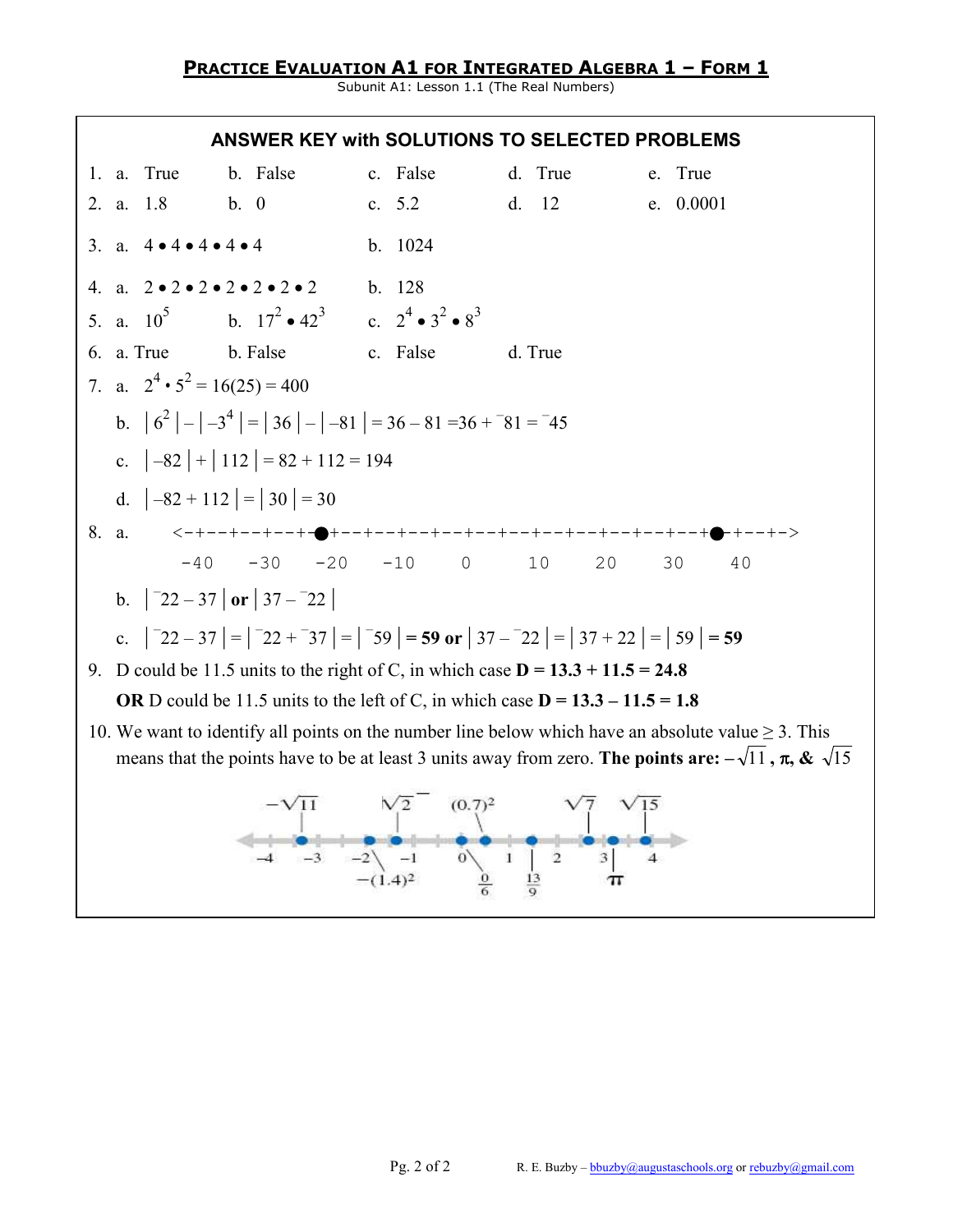## PRACTICE EVALUATION A1 FOR INTEGRATED ALGEBRA 1 – FORM 1

Subunit A1: Lesson 1.1 (The Real Numbers)

### ANSWER KEY with SOLUTIONS TO SELECTED PROBLEMS

1. a. True  b. False  c. False  d. True  e. True
2. a. 1.8  b. 0  c. 5.2  d. 12  e. 0.0001
3. a. $4 \bullet 4 \bullet 4 \bullet 4 \bullet 4$  b. 1024
4. a. $2 \bullet 2 \bullet 2 \bullet 2 \bullet 2 \bullet 2 \bullet 2$  b. 128
5. a. $10^5$  b. $17^2 \bullet 42^3$  c. $2^4 \bullet 3^2 \bullet 8^3$
6. a. True  b. False  c. False  d. True
7. a. $2^4 \cdot 5^2 = 16(25) = 400$

   b. $|6^2| - |-3^4| = |36| - |-81| = 36 - 81 = 36 + {}^{-}81 = {}^{-}45$

   c. $|-82| + |112| = 82 + 112 = 194$

   d. $|-82 + 112| = |30| = 30$

8. a.

```
<-+--+--+--+-●+--+--+--+--+--+--+--+--+--+--+--●-+--+->
  -40   -30   -20   -10    0    10    20    30    40
```

   b. $|{}^{-}22 - 37|$ **or** $|37 - {}^{-}22|$

   c. $|{}^{-}22 - 37| = |{}^{-}22 + {}^{-}37| = |{}^{-}59|$ **= 59 or** $|37 - {}^{-}22| = |37 + 22| = |59|$ **= 59**

9. D could be 11.5 units to the right of C, in which case **D = 13.3 + 11.5 = 24.8**

   **OR** D could be 11.5 units to the left of C, in which case **D = 13.3 – 11.5 = 1.8**

10. We want to identify all points on the number line below which have an absolute value ≥ 3. This means that the points have to be at least 3 units away from zero. **The points are:** $-\sqrt{11}$ **,** $\pi$**, &** $\sqrt{15}$

$-\sqrt{11}$  $\sqrt{2}$  $(0.7)^2$  $\sqrt{7}$  $\sqrt{15}$

–4  –3  –2  –1  0  1  2  3  4

$-(1.4)^2$  $\frac{0}{6}$  $\frac{13}{9}$  $\pi$